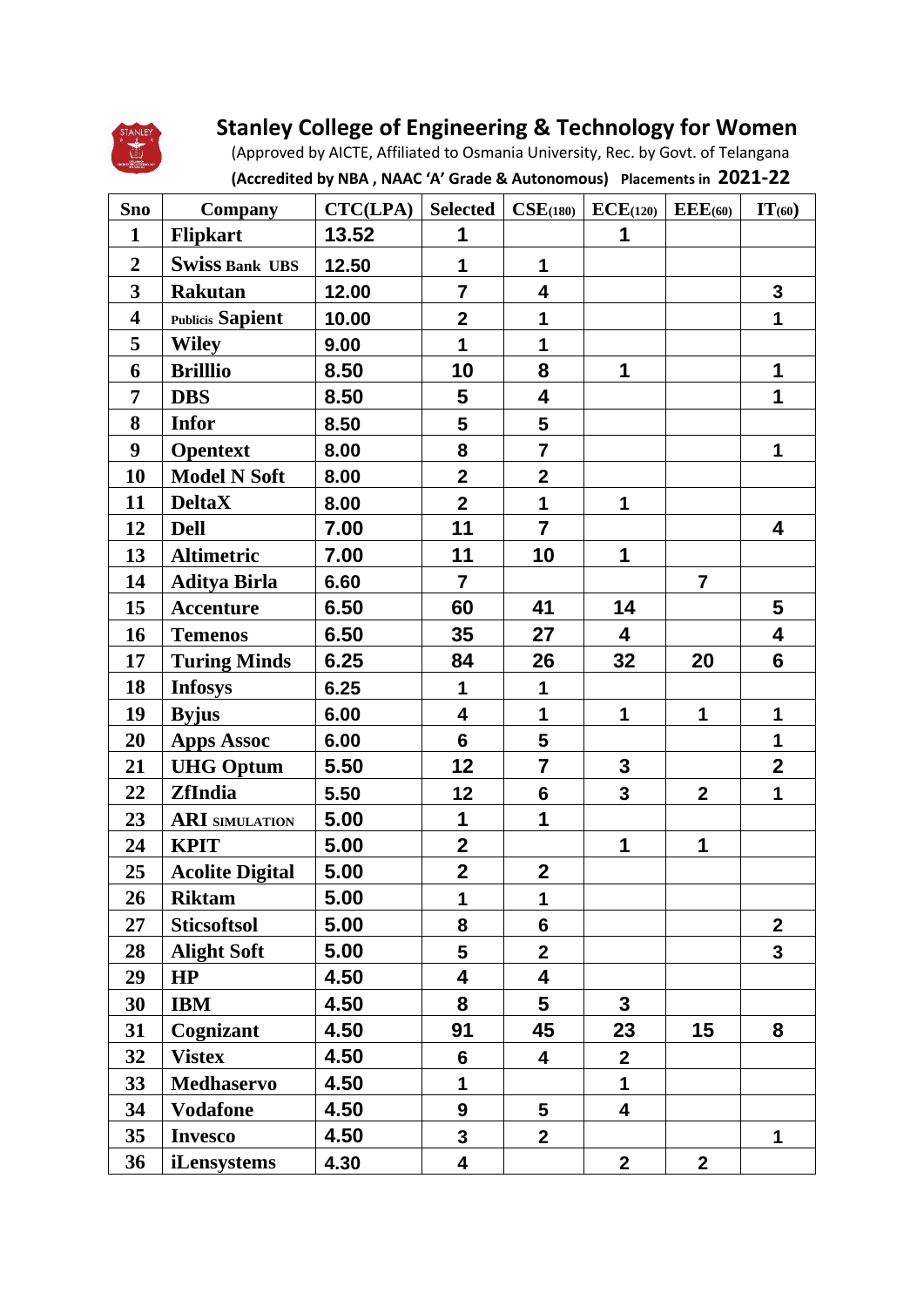# Stanley College of Engineering & Technology for Women

(Approved by AICTE, Affiliated to Osmania University, Rec. by Govt. of Telangana

**(Accredited by NBA , NAAC 'A' Grade & Autonomous) Placements in 2021-22**

| Sno | Company | CTC(LPA) | Selected | CSE(180) | ECE(120) | EEE(60) | IT(60) |
|---|---|---|---|---|---|---|---|
| 1 | Flipkart | 13.52 | 1 | | 1 | | |
| 2 | Swiss Bank UBS | 12.50 | 1 | 1 | | | |
| 3 | Rakutan | 12.00 | 7 | 4 | | | 3 |
| 4 | Publicis Sapient | 10.00 | 2 | 1 | | | 1 |
| 5 | Wiley | 9.00 | 1 | 1 | | | |
| 6 | Brilllio | 8.50 | 10 | 8 | 1 | | 1 |
| 7 | DBS | 8.50 | 5 | 4 | | | 1 |
| 8 | Infor | 8.50 | 5 | 5 | | | |
| 9 | Opentext | 8.00 | 8 | 7 | | | 1 |
| 10 | Model N Soft | 8.00 | 2 | 2 | | | |
| 11 | DeltaX | 8.00 | 2 | 1 | 1 | | |
| 12 | Dell | 7.00 | 11 | 7 | | | 4 |
| 13 | Altimetric | 7.00 | 11 | 10 | 1 | | |
| 14 | Aditya Birla | 6.60 | 7 | | | 7 | |
| 15 | Accenture | 6.50 | 60 | 41 | 14 | | 5 |
| 16 | Temenos | 6.50 | 35 | 27 | 4 | | 4 |
| 17 | Turing Minds | 6.25 | 84 | 26 | 32 | 20 | 6 |
| 18 | Infosys | 6.25 | 1 | 1 | | | |
| 19 | Byjus | 6.00 | 4 | 1 | 1 | 1 | 1 |
| 20 | Apps Assoc | 6.00 | 6 | 5 | | | 1 |
| 21 | UHG Optum | 5.50 | 12 | 7 | 3 | | 2 |
| 22 | ZfIndia | 5.50 | 12 | 6 | 3 | 2 | 1 |
| 23 | ARI SIMULATION | 5.00 | 1 | 1 | | | |
| 24 | KPIT | 5.00 | 2 | | 1 | 1 | |
| 25 | Acolite Digital | 5.00 | 2 | 2 | | | |
| 26 | Riktam | 5.00 | 1 | 1 | | | |
| 27 | Sticsoftsol | 5.00 | 8 | 6 | | | 2 |
| 28 | Alight Soft | 5.00 | 5 | 2 | | | 3 |
| 29 | HP | 4.50 | 4 | 4 | | | |
| 30 | IBM | 4.50 | 8 | 5 | 3 | | |
| 31 | Cognizant | 4.50 | 91 | 45 | 23 | 15 | 8 |
| 32 | Vistex | 4.50 | 6 | 4 | 2 | | |
| 33 | Medhaservo | 4.50 | 1 | | 1 | | |
| 34 | Vodafone | 4.50 | 9 | 5 | 4 | | |
| 35 | Invesco | 4.50 | 3 | 2 | | | 1 |
| 36 | iLensystems | 4.30 | 4 | | 2 | 2 | |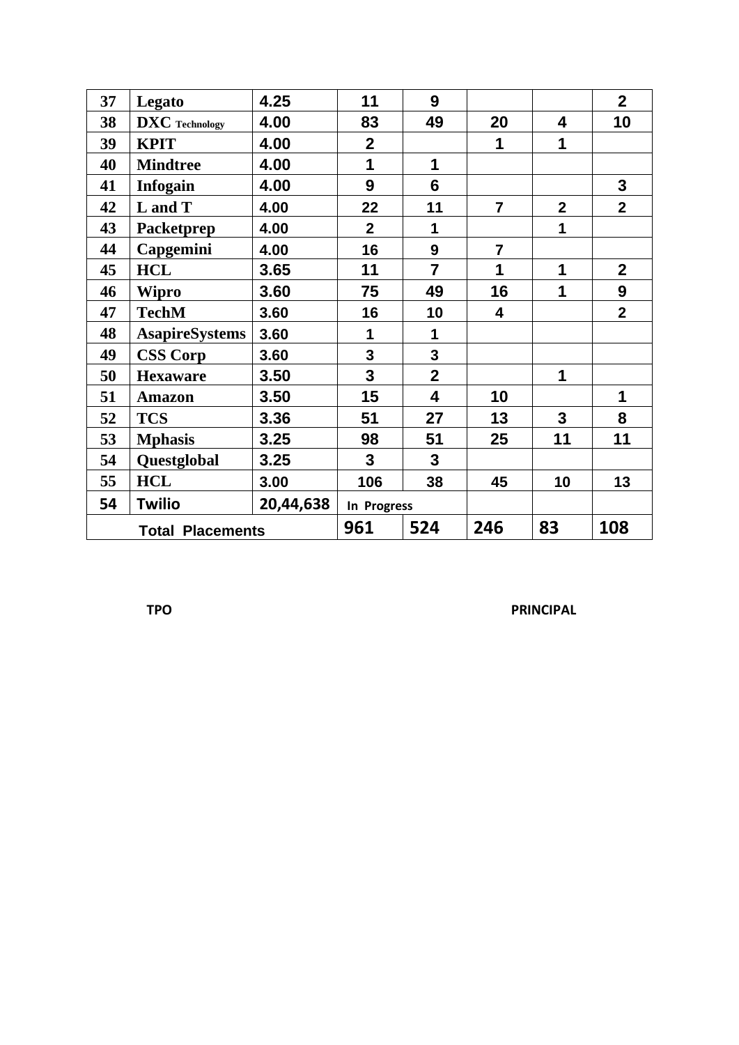| | | | | | | | |
|---|---|---|---|---|---|---|---|
| 37 | Legato | 4.25 | 11 | 9 | | | 2 |
| 38 | DXC Technology | 4.00 | 83 | 49 | 20 | 4 | 10 |
| 39 | KPIT | 4.00 | 2 | | 1 | 1 | |
| 40 | Mindtree | 4.00 | 1 | 1 | | | |
| 41 | Infogain | 4.00 | 9 | 6 | | | 3 |
| 42 | L and T | 4.00 | 22 | 11 | 7 | 2 | 2 |
| 43 | Packetprep | 4.00 | 2 | 1 | | 1 | |
| 44 | Capgemini | 4.00 | 16 | 9 | 7 | | |
| 45 | HCL | 3.65 | 11 | 7 | 1 | 1 | 2 |
| 46 | Wipro | 3.60 | 75 | 49 | 16 | 1 | 9 |
| 47 | TechM | 3.60 | 16 | 10 | 4 | | 2 |
| 48 | AsapireSystems | 3.60 | 1 | 1 | | | |
| 49 | CSS Corp | 3.60 | 3 | 3 | | | |
| 50 | Hexaware | 3.50 | 3 | 2 | | 1 | |
| 51 | Amazon | 3.50 | 15 | 4 | 10 | | 1 |
| 52 | TCS | 3.36 | 51 | 27 | 13 | 3 | 8 |
| 53 | Mphasis | 3.25 | 98 | 51 | 25 | 11 | 11 |
| 54 | Questglobal | 3.25 | 3 | 3 | | | |
| 55 | HCL | 3.00 | 106 | 38 | 45 | 10 | 13 |
| 54 | Twilio | 20,44,638 | In Progress | | | | |
| Total Placements | | | 961 | 524 | 246 | 83 | 108 |

TPO PRINCIPAL